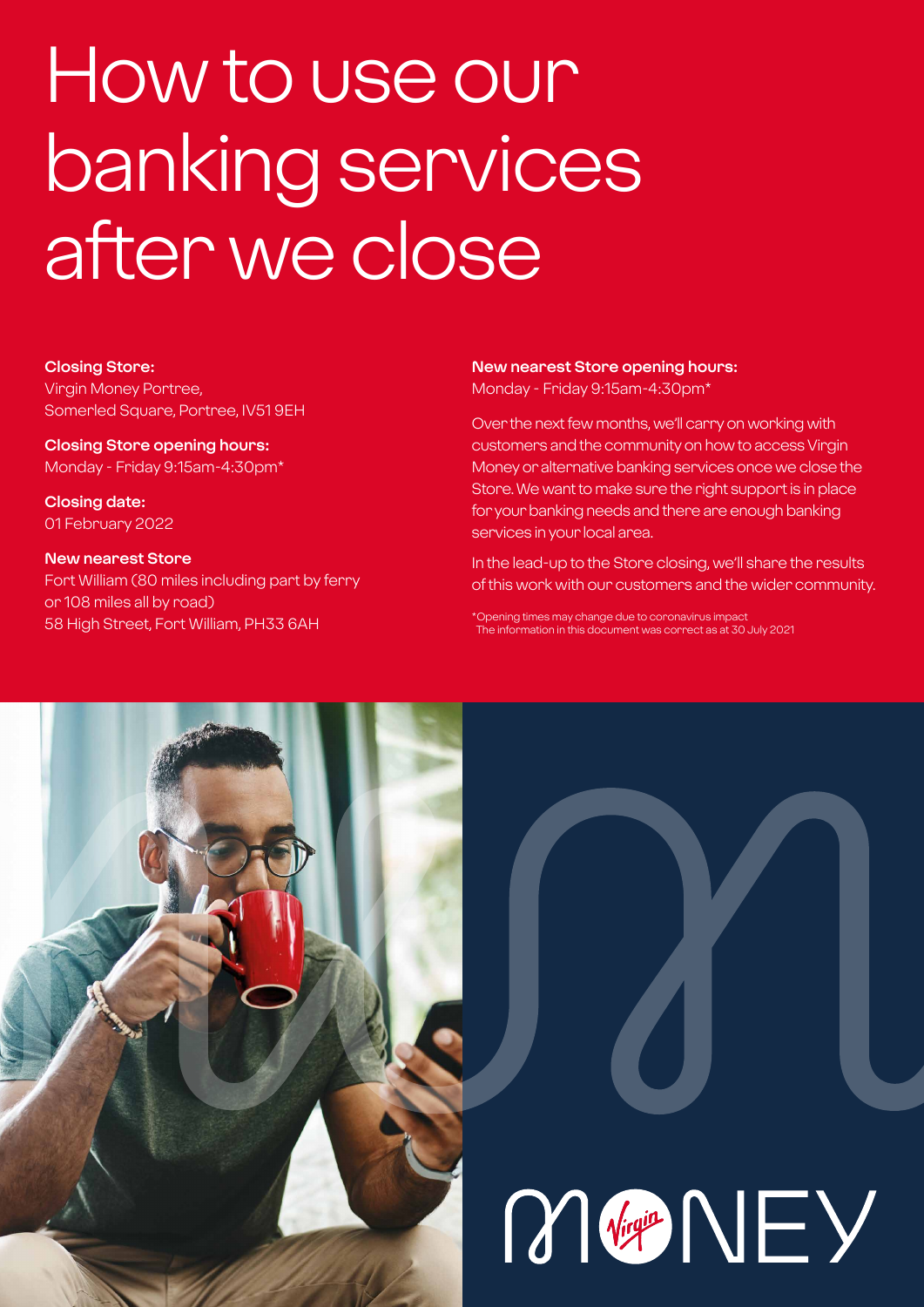# How to use our banking services after we close

**Closing Store:**
Virgin Money Portree,
Somerled Square, Portree, IV51 9EH

**Closing Store opening hours:**
Monday - Friday 9:15am-4:30pm*

**Closing date:**
01 February 2022

**New nearest Store**
Fort William (80 miles including part by ferry or 108 miles all by road)
58 High Street, Fort William, PH33 6AH

**New nearest Store opening hours:**
Monday - Friday 9:15am-4:30pm*

Over the next few months, we'll carry on working with customers and the community on how to access Virgin Money or alternative banking services once we close the Store. We want to make sure the right support is in place for your banking needs and there are enough banking services in your local area.

In the lead-up to the Store closing, we'll share the results of this work with our customers and the wider community.

*Opening times may change due to coronavirus impact
The information in this document was correct as at 30 July 2021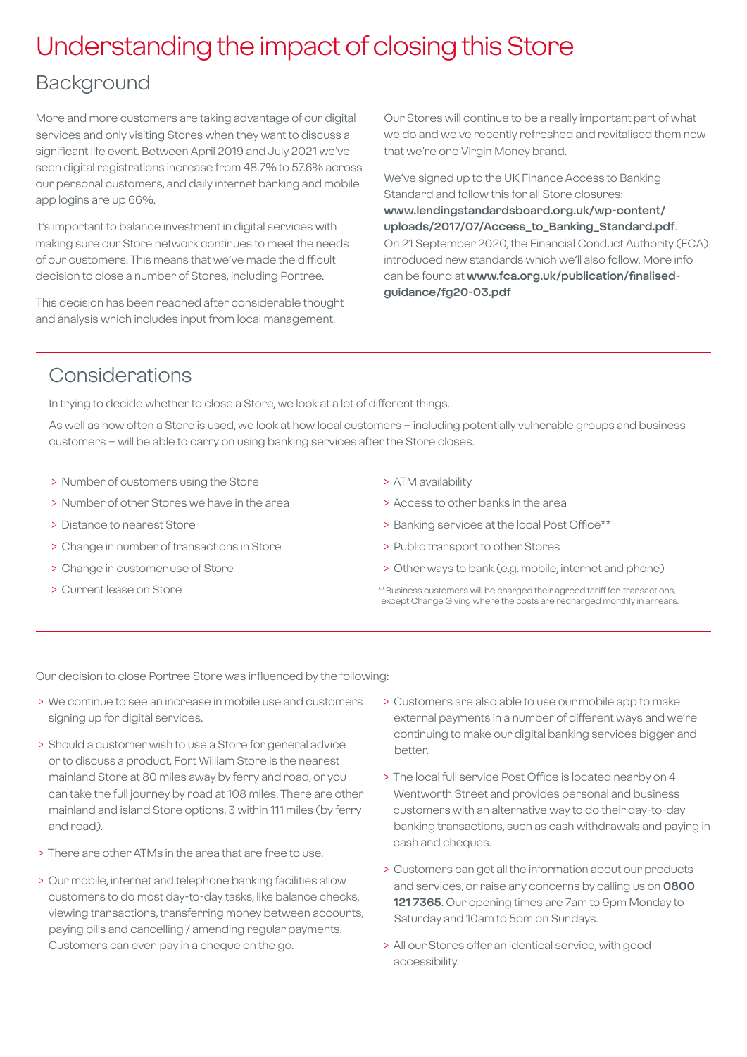# Understanding the impact of closing this Store

## Background

More and more customers are taking advantage of our digital services and only visiting Stores when they want to discuss a significant life event. Between April 2019 and July 2021 we've seen digital registrations increase from 48.7% to 57.6% across our personal customers, and daily internet banking and mobile app logins are up 66%.

It's important to balance investment in digital services with making sure our Store network continues to meet the needs of our customers. This means that we've made the difficult decision to close a number of Stores, including Portree.

This decision has been reached after considerable thought and analysis which includes input from local management.

Our Stores will continue to be a really important part of what we do and we've recently refreshed and revitalised them now that we're one Virgin Money brand.

We've signed up to the UK Finance Access to Banking Standard and follow this for all Store closures: **www.lendingstandardsboard.org.uk/wp-content/uploads/2017/07/Access_to_Banking_Standard.pdf**. On 21 September 2020, the Financial Conduct Authority (FCA) introduced new standards which we'll also follow. More info can be found at **www.fca.org.uk/publication/finalised-guidance/fg20-03.pdf**

## Considerations

In trying to decide whether to close a Store, we look at a lot of different things.

As well as how often a Store is used, we look at how local customers – including potentially vulnerable groups and business customers – will be able to carry on using banking services after the Store closes.

- Number of customers using the Store
- Number of other Stores we have in the area
- Distance to nearest Store
- Change in number of transactions in Store
- Change in customer use of Store
- Current lease on Store
- ATM availability
- Access to other banks in the area
- Banking services at the local Post Office**
- Public transport to other Stores
- Other ways to bank (e.g. mobile, internet and phone)

**Business customers will be charged their agreed tariff for transactions, except Change Giving where the costs are recharged monthly in arrears.

Our decision to close Portree Store was influenced by the following:

- We continue to see an increase in mobile use and customers signing up for digital services.
- Should a customer wish to use a Store for general advice or to discuss a product, Fort William Store is the nearest mainland Store at 80 miles away by ferry and road, or you can take the full journey by road at 108 miles. There are other mainland and island Store options, 3 within 111 miles (by ferry and road).
- There are other ATMs in the area that are free to use.
- Our mobile, internet and telephone banking facilities allow customers to do most day-to-day tasks, like balance checks, viewing transactions, transferring money between accounts, paying bills and cancelling / amending regular payments. Customers can even pay in a cheque on the go.
- Customers are also able to use our mobile app to make external payments in a number of different ways and we're continuing to make our digital banking services bigger and better.
- The local full service Post Office is located nearby on 4 Wentworth Street and provides personal and business customers with an alternative way to do their day-to-day banking transactions, such as cash withdrawals and paying in cash and cheques.
- Customers can get all the information about our products and services, or raise any concerns by calling us on **0800 121 7365**. Our opening times are 7am to 9pm Monday to Saturday and 10am to 5pm on Sundays.
- All our Stores offer an identical service, with good accessibility.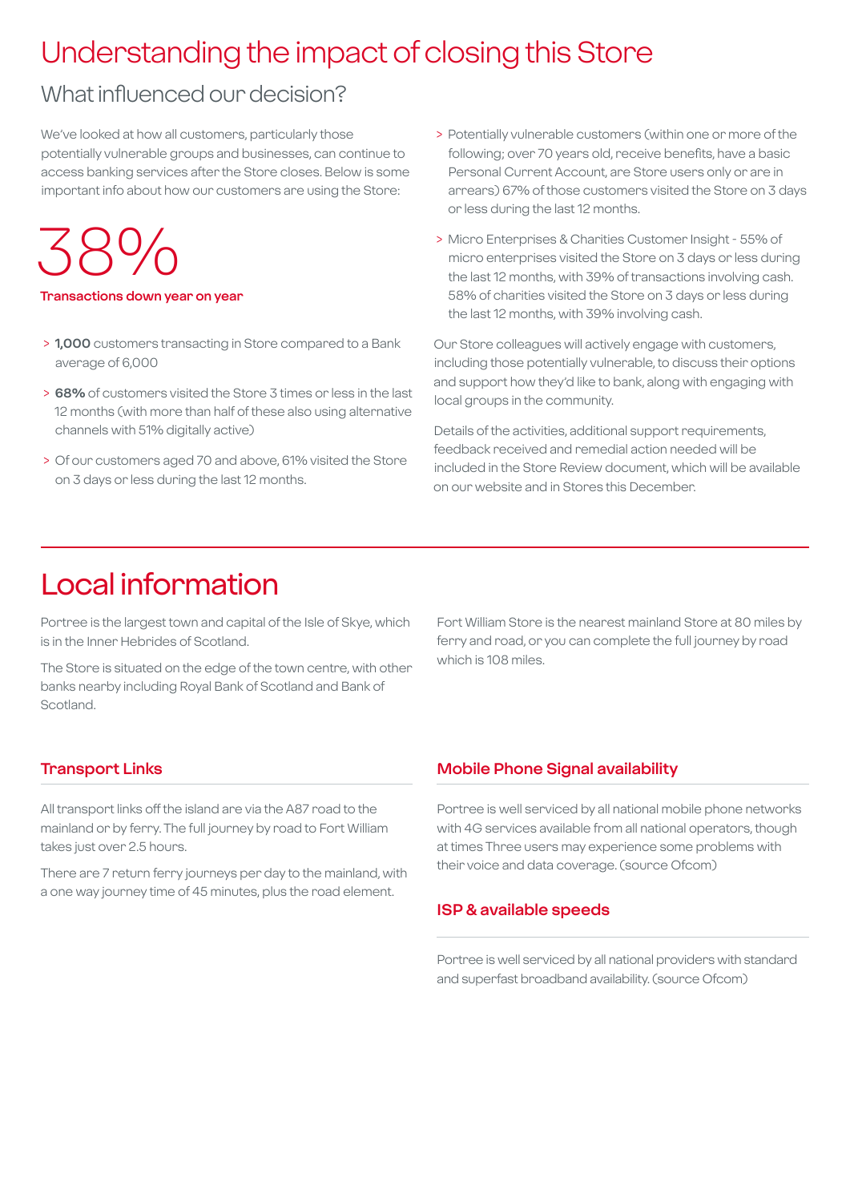# Understanding the impact of closing this Store

## What influenced our decision?

We've looked at how all customers, particularly those potentially vulnerable groups and businesses, can continue to access banking services after the Store closes. Below is some important info about how our customers are using the Store:

**38%**

**Transactions down year on year**

- **1,000** customers transacting in Store compared to a Bank average of 6,000
- **68%** of customers visited the Store 3 times or less in the last 12 months (with more than half of these also using alternative channels with 51% digitally active)
- Of our customers aged 70 and above, 61% visited the Store on 3 days or less during the last 12 months.
- Potentially vulnerable customers (within one or more of the following; over 70 years old, receive benefits, have a basic Personal Current Account, are Store users only or are in arrears) 67% of those customers visited the Store on 3 days or less during the last 12 months.
- Micro Enterprises & Charities Customer Insight - 55% of micro enterprises visited the Store on 3 days or less during the last 12 months, with 39% of transactions involving cash. 58% of charities visited the Store on 3 days or less during the last 12 months, with 39% involving cash.

Our Store colleagues will actively engage with customers, including those potentially vulnerable, to discuss their options and support how they'd like to bank, along with engaging with local groups in the community.

Details of the activities, additional support requirements, feedback received and remedial action needed will be included in the Store Review document, which will be available on our website and in Stores this December.

# Local information

Portree is the largest town and capital of the Isle of Skye, which is in the Inner Hebrides of Scotland.

The Store is situated on the edge of the town centre, with other banks nearby including Royal Bank of Scotland and Bank of Scotland.

Fort William Store is the nearest mainland Store at 80 miles by ferry and road, or you can complete the full journey by road which is 108 miles.

### Transport Links

All transport links off the island are via the A87 road to the mainland or by ferry. The full journey by road to Fort William takes just over 2.5 hours.

There are 7 return ferry journeys per day to the mainland, with a one way journey time of 45 minutes, plus the road element.

### Mobile Phone Signal availability

Portree is well serviced by all national mobile phone networks with 4G services available from all national operators, though at times Three users may experience some problems with their voice and data coverage. (source Ofcom)

### ISP & available speeds

Portree is well serviced by all national providers with standard and superfast broadband availability. (source Ofcom)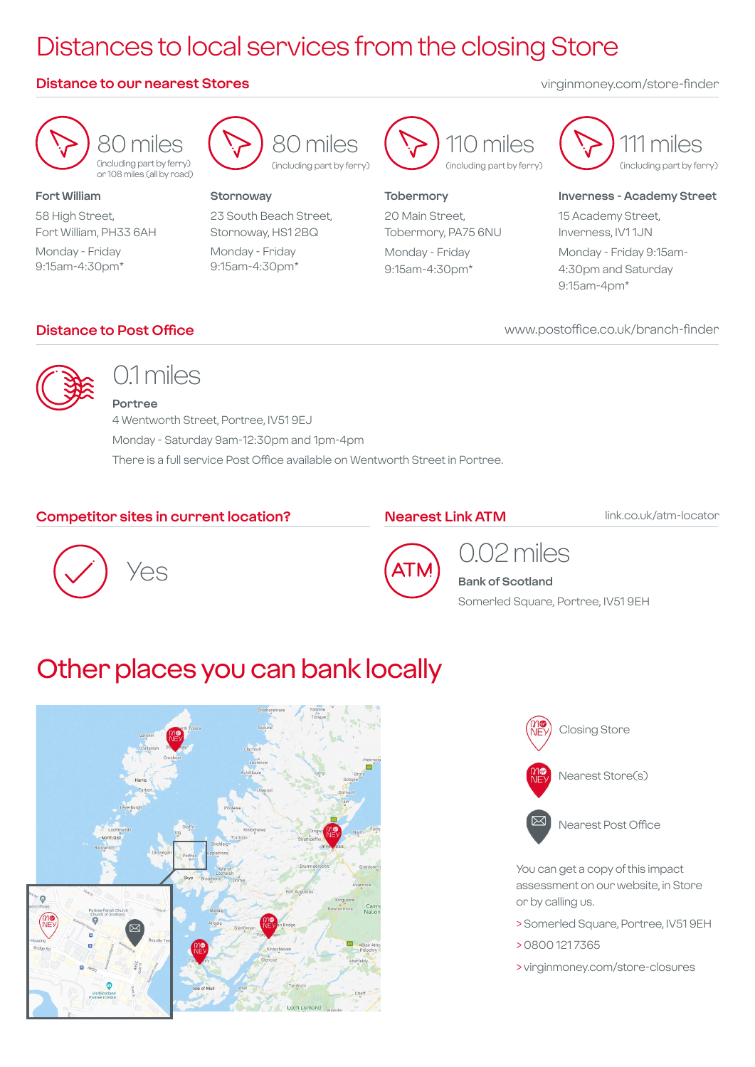# Distances to local services from the closing Store

## Distance to our nearest Stores

virginmoney.com/store-finder

**80 miles**
(including part by ferry) or 108 miles (all by road)

**Fort William**
58 High Street,
Fort William, PH33 6AH
Monday - Friday
9:15am-4:30pm*

**80 miles**
(including part by ferry)

**Stornoway**
23 South Beach Street,
Stornoway, HS1 2BQ
Monday - Friday
9:15am-4:30pm*

**110 miles**
(including part by ferry)

**Tobermory**
20 Main Street,
Tobermory, PA75 6NU
Monday - Friday
9:15am-4:30pm*

**111 miles**
(including part by ferry)

**Inverness - Academy Street**
15 Academy Street,
Inverness, IV1 1JN
Monday - Friday 9:15am-4:30pm and Saturday
9:15am-4pm*

## Distance to Post Office

www.postoffice.co.uk/branch-finder

**0.1 miles**

**Portree**
4 Wentworth Street, Portree, IV51 9EJ
Monday - Saturday 9am-12:30pm and 1pm-4pm
There is a full service Post Office available on Wentworth Street in Portree.

## Competitor sites in current location?

Yes

## Nearest Link ATM

link.co.uk/atm-locator

**0.02 miles**

**Bank of Scotland**
Somerled Square, Portree, IV51 9EH

# Other places you can bank locally

- Closing Store
- Nearest Store(s)
- Nearest Post Office

You can get a copy of this impact assessment on our website, in Store or by calling us.

> Somerled Square, Portree, IV51 9EH
> 0800 121 7365
> virginmoney.com/store-closures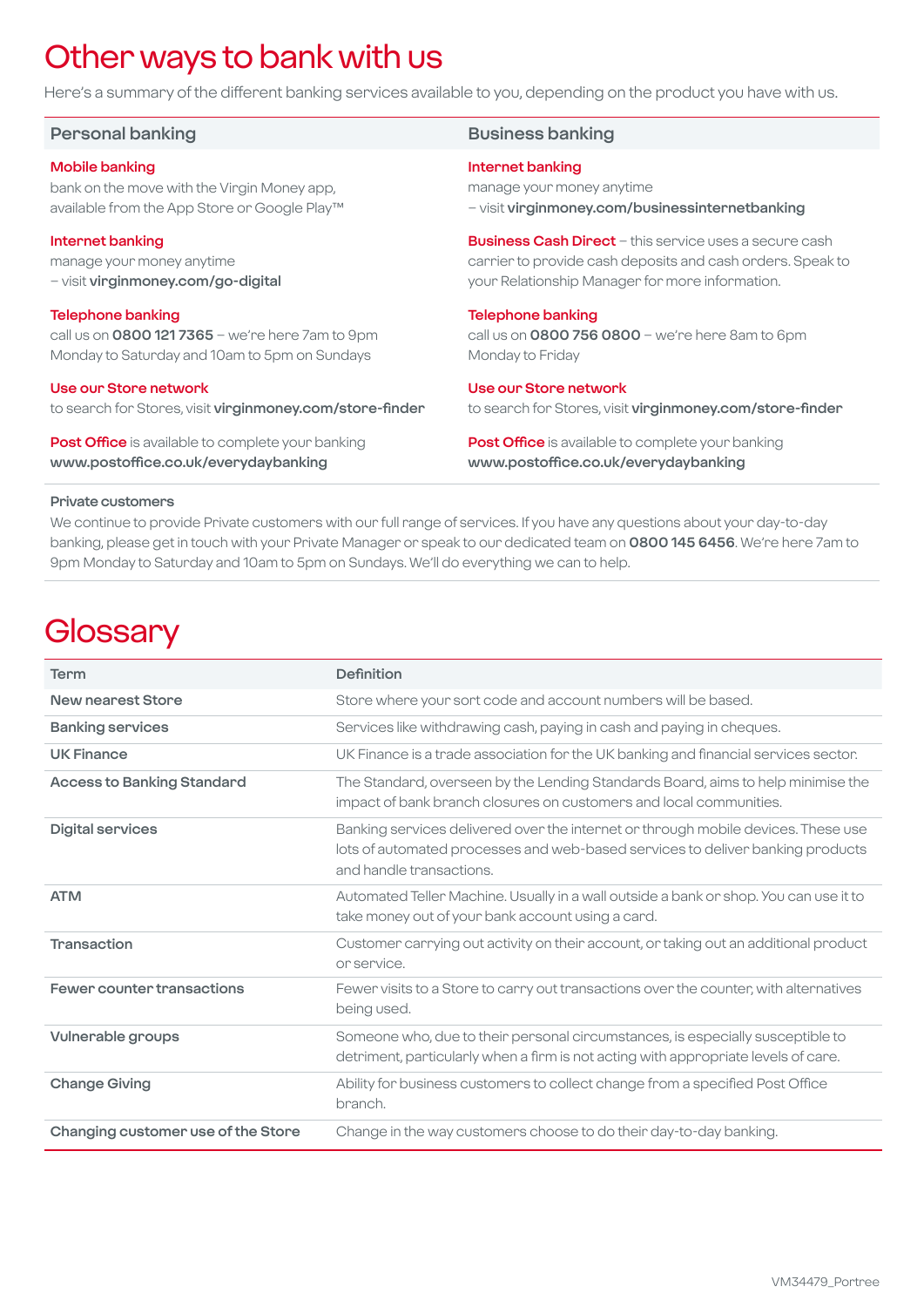# Other ways to bank with us

Here's a summary of the different banking services available to you, depending on the product you have with us.

## Personal banking

**Mobile banking**
bank on the move with the Virgin Money app, available from the App Store or Google Play™

**Internet banking**
manage your money anytime
– visit **virginmoney.com/go-digital**

**Telephone banking**
call us on **0800 121 7365** – we're here 7am to 9pm Monday to Saturday and 10am to 5pm on Sundays

**Use our Store network**
to search for Stores, visit **virginmoney.com/store-finder**

**Post Office** is available to complete your banking
**www.postoffice.co.uk/everydaybanking**

## Business banking

**Internet banking**
manage your money anytime
– visit **virginmoney.com/businessinternetbanking**

**Business Cash Direct** – this service uses a secure cash carrier to provide cash deposits and cash orders. Speak to your Relationship Manager for more information.

**Telephone banking**
call us on **0800 756 0800** – we're here 8am to 6pm Monday to Friday

**Use our Store network**
to search for Stores, visit **virginmoney.com/store-finder**

**Post Office** is available to complete your banking
**www.postoffice.co.uk/everydaybanking**

**Private customers**

We continue to provide Private customers with our full range of services. If you have any questions about your day-to-day banking, please get in touch with your Private Manager or speak to our dedicated team on **0800 145 6456**. We're here 7am to 9pm Monday to Saturday and 10am to 5pm on Sundays. We'll do everything we can to help.

# Glossary

| Term | Definition |
|---|---|
| **New nearest Store** | Store where your sort code and account numbers will be based. |
| **Banking services** | Services like withdrawing cash, paying in cash and paying in cheques. |
| **UK Finance** | UK Finance is a trade association for the UK banking and financial services sector. |
| **Access to Banking Standard** | The Standard, overseen by the Lending Standards Board, aims to help minimise the impact of bank branch closures on customers and local communities. |
| **Digital services** | Banking services delivered over the internet or through mobile devices. These use lots of automated processes and web-based services to deliver banking products and handle transactions. |
| **ATM** | Automated Teller Machine. Usually in a wall outside a bank or shop. You can use it to take money out of your bank account using a card. |
| **Transaction** | Customer carrying out activity on their account, or taking out an additional product or service. |
| **Fewer counter transactions** | Fewer visits to a Store to carry out transactions over the counter, with alternatives being used. |
| **Vulnerable groups** | Someone who, due to their personal circumstances, is especially susceptible to detriment, particularly when a firm is not acting with appropriate levels of care. |
| **Change Giving** | Ability for business customers to collect change from a specified Post Office branch. |
| **Changing customer use of the Store** | Change in the way customers choose to do their day-to-day banking. |

VM34479_Portree